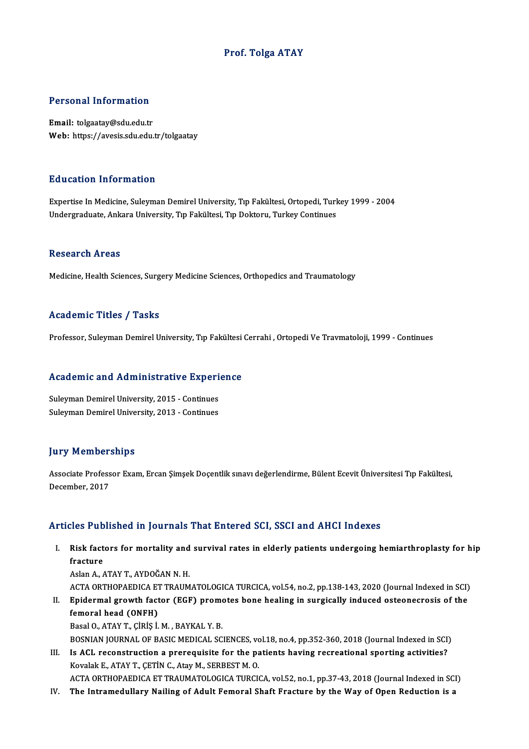# Prof. Tolga ATAY

## Personal Information

**Email:** tolgaatay@sdu.edu.tr
**Web:** https://avesis.sdu.edu.tr/tolgaatay

## Education Information

Expertise In Medicine, Suleyman Demirel University, Tıp Fakültesi, Ortopedi, Turkey 1999 - 2004
Undergraduate, Ankara University, Tıp Fakültesi, Tıp Doktoru, Turkey Continues

## Research Areas

Medicine, Health Sciences, Surgery Medicine Sciences, Orthopedics and Traumatology

## Academic Titles / Tasks

Professor, Suleyman Demirel University, Tıp Fakültesi Cerrahi , Ortopedi Ve Travmatoloji, 1999 - Continues

## Academic and Administrative Experience

Suleyman Demirel University, 2015 - Continues
Suleyman Demirel University, 2013 - Continues

## Jury Memberships

Associate Professor Exam, Ercan Şimşek Doçentlik sınavı değerlendirme, Bülent Ecevit Üniversitesi Tıp Fakültesi, December, 2017

## Articles Published in Journals That Entered SCI, SSCI and AHCI Indexes

I. **Risk factors for mortality and survival rates in elderly patients undergoing hemiarthroplasty for hip fracture**
Aslan A., ATAY T., AYDOĞAN N. H.
ACTA ORTHOPAEDICA ET TRAUMATOLOGICA TURCICA, vol.54, no.2, pp.138-143, 2020 (Journal Indexed in SCI)

II. **Epidermal growth factor (EGF) promotes bone healing in surgically induced osteonecrosis of the femoral head (ONFH)**
Basal O., ATAY T., ÇİRİŞ İ. M. , BAYKAL Y. B.
BOSNIAN JOURNAL OF BASIC MEDICAL SCIENCES, vol.18, no.4, pp.352-360, 2018 (Journal Indexed in SCI)

III. **Is ACL reconstruction a prerequisite for the patients having recreational sporting activities?**
Kovalak E., ATAY T., ÇETİN C., Atay M., SERBEST M. O.
ACTA ORTHOPAEDICA ET TRAUMATOLOGICA TURCICA, vol.52, no.1, pp.37-43, 2018 (Journal Indexed in SCI)

IV. **The Intramedullary Nailing of Adult Femoral Shaft Fracture by the Way of Open Reduction is a**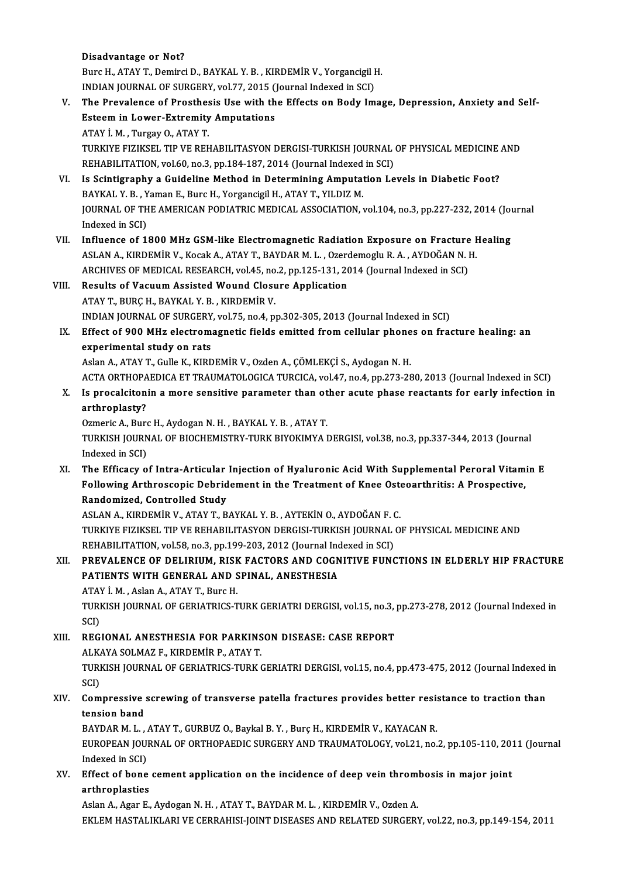Disadvantage or Not?
Burc H., ATAY T., Demirci D., BAYKAL Y. B. , KIRDEMİR V., Yorgancigil H.
INDIAN JOURNAL OF SURGERY, vol.77, 2015 (Journal Indexed in SCI)

V. **The Prevalence of Prosthesis Use with the Effects on Body Image, Depression, Anxiety and Self-Esteem in Lower-Extremity Amputations**
ATAY İ. M. , Turgay O., ATAY T.
TURKIYE FIZIKSEL TIP VE REHABILITASYON DERGISI-TURKISH JOURNAL OF PHYSICAL MEDICINE AND REHABILITATION, vol.60, no.3, pp.184-187, 2014 (Journal Indexed in SCI)

VI. **Is Scintigraphy a Guideline Method in Determining Amputation Levels in Diabetic Foot?**
BAYKAL Y. B. , Yaman E., Burc H., Yorgancigil H., ATAY T., YILDIZ M.
JOURNAL OF THE AMERICAN PODIATRIC MEDICAL ASSOCIATION, vol.104, no.3, pp.227-232, 2014 (Journal Indexed in SCI)

VII. **Influence of 1800 MHz GSM-like Electromagnetic Radiation Exposure on Fracture Healing**
ASLAN A., KIRDEMİR V., Kocak A., ATAY T., BAYDAR M. L. , Ozerdemoglu R. A. , AYDOĞAN N. H.
ARCHIVES OF MEDICAL RESEARCH, vol.45, no.2, pp.125-131, 2014 (Journal Indexed in SCI)

VIII. **Results of Vacuum Assisted Wound Closure Application**
ATAY T., BURÇ H., BAYKAL Y. B. , KIRDEMİR V.
INDIAN JOURNAL OF SURGERY, vol.75, no.4, pp.302-305, 2013 (Journal Indexed in SCI)

IX. **Effect of 900 MHz electromagnetic fields emitted from cellular phones on fracture healing: an experimental study on rats**
Aslan A., ATAY T., Gulle K., KIRDEMİR V., Ozden A., ÇÖMLEKÇİ S., Aydogan N. H.
ACTA ORTHOPAEDICA ET TRAUMATOLOGICA TURCICA, vol.47, no.4, pp.273-280, 2013 (Journal Indexed in SCI)

X. **Is procalcitonin a more sensitive parameter than other acute phase reactants for early infection in arthroplasty?**
Ozmeric A., Burc H., Aydogan N. H. , BAYKAL Y. B. , ATAY T.
TURKISH JOURNAL OF BIOCHEMISTRY-TURK BIYOKIMYA DERGISI, vol.38, no.3, pp.337-344, 2013 (Journal Indexed in SCI)

XI. **The Efficacy of Intra-Articular Injection of Hyaluronic Acid With Supplemental Peroral Vitamin E Following Arthroscopic Debridement in the Treatment of Knee Osteoarthritis: A Prospective, Randomized, Controlled Study**
ASLAN A., KIRDEMİR V., ATAY T., BAYKAL Y. B. , AYTEKİN O., AYDOĞAN F. C.
TURKIYE FIZIKSEL TIP VE REHABILITASYON DERGISI-TURKISH JOURNAL OF PHYSICAL MEDICINE AND REHABILITATION, vol.58, no.3, pp.199-203, 2012 (Journal Indexed in SCI)

XII. **PREVALENCE OF DELIRIUM, RISK FACTORS AND COGNITIVE FUNCTIONS IN ELDERLY HIP FRACTURE PATIENTS WITH GENERAL AND SPINAL, ANESTHESIA**
ATAY İ. M. , Aslan A., ATAY T., Burc H.
TURKISH JOURNAL OF GERIATRICS-TURK GERIATRI DERGISI, vol.15, no.3, pp.273-278, 2012 (Journal Indexed in SCI)

XIII. **REGIONAL ANESTHESIA FOR PARKINSON DISEASE: CASE REPORT**
ALKAYA SOLMAZ F., KIRDEMİR P., ATAY T.
TURKISH JOURNAL OF GERIATRICS-TURK GERIATRI DERGISI, vol.15, no.4, pp.473-475, 2012 (Journal Indexed in SCI)

XIV. **Compressive screwing of transverse patella fractures provides better resistance to traction than tension band**
BAYDAR M. L. , ATAY T., GURBUZ O., Baykal B. Y. , Burç H., KIRDEMİR V., KAYACAN R.
EUROPEAN JOURNAL OF ORTHOPAEDIC SURGERY AND TRAUMATOLOGY, vol.21, no.2, pp.105-110, 2011 (Journal Indexed in SCI)

XV. **Effect of bone cement application on the incidence of deep vein thrombosis in major joint arthroplasties**
Aslan A., Agar E., Aydogan N. H. , ATAY T., BAYDAR M. L. , KIRDEMİR V., Ozden A.
EKLEM HASTALIKLARI VE CERRAHISI-JOINT DISEASES AND RELATED SURGERY, vol.22, no.3, pp.149-154, 2011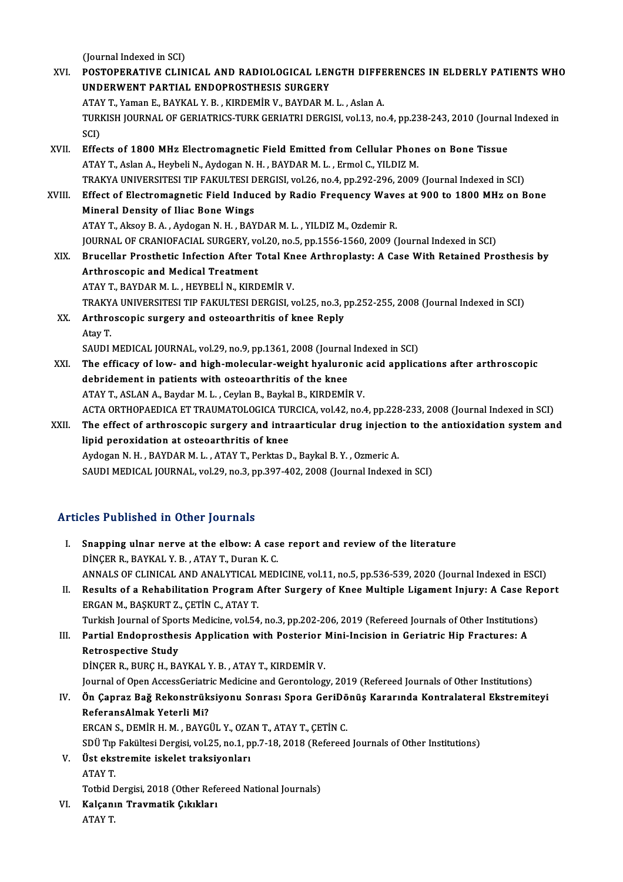(Journal Indexed in SCI)

XVI. **POSTOPERATIVE CLINICAL AND RADIOLOGICAL LENGTH DIFFERENCES IN ELDERLY PATIENTS WHO UNDERWENT PARTIAL ENDOPROSTHESIS SURGERY**
ATAY T., Yaman E., BAYKAL Y. B. , KIRDEMİR V., BAYDAR M. L. , Aslan A.
TURKISH JOURNAL OF GERIATRICS-TURK GERIATRI DERGISI, vol.13, no.4, pp.238-243, 2010 (Journal Indexed in SCI)

XVII. **Effects of 1800 MHz Electromagnetic Field Emitted from Cellular Phones on Bone Tissue**
ATAY T., Aslan A., Heybeli N., Aydogan N. H. , BAYDAR M. L. , Ermol C., YILDIZ M.
TRAKYA UNIVERSITESI TIP FAKULTESI DERGISI, vol.26, no.4, pp.292-296, 2009 (Journal Indexed in SCI)

XVIII. **Effect of Electromagnetic Field Induced by Radio Frequency Waves at 900 to 1800 MHz on Bone Mineral Density of Iliac Bone Wings**
ATAY T., Aksoy B. A. , Aydogan N. H. , BAYDAR M. L. , YILDIZ M., Ozdemir R.
JOURNAL OF CRANIOFACIAL SURGERY, vol.20, no.5, pp.1556-1560, 2009 (Journal Indexed in SCI)

XIX. **Brucellar Prosthetic Infection After Total Knee Arthroplasty: A Case With Retained Prosthesis by Arthroscopic and Medical Treatment**
ATAY T., BAYDAR M. L. , HEYBELİ N., KIRDEMİR V.
TRAKYA UNIVERSITESI TIP FAKULTESI DERGISI, vol.25, no.3, pp.252-255, 2008 (Journal Indexed in SCI)

XX. **Arthroscopic surgery and osteoarthritis of knee Reply**
Atay T.
SAUDI MEDICAL JOURNAL, vol.29, no.9, pp.1361, 2008 (Journal Indexed in SCI)

XXI. **The efficacy of low- and high-molecular-weight hyaluronic acid applications after arthroscopic debridement in patients with osteoarthritis of the knee**
ATAY T., ASLAN A., Baydar M. L. , Ceylan B., Baykal B., KIRDEMİR V.
ACTA ORTHOPAEDICA ET TRAUMATOLOGICA TURCICA, vol.42, no.4, pp.228-233, 2008 (Journal Indexed in SCI)

XXII. **The effect of arthroscopic surgery and intraarticular drug injection to the antioxidation system and lipid peroxidation at osteoarthritis of knee**
Aydogan N. H. , BAYDAR M. L. , ATAY T., Perktas D., Baykal B. Y. , Ozmeric A.
SAUDI MEDICAL JOURNAL, vol.29, no.3, pp.397-402, 2008 (Journal Indexed in SCI)

## Articles Published in Other Journals

I. **Snapping ulnar nerve at the elbow: A case report and review of the literature**
DİNÇER R., BAYKAL Y. B. , ATAY T., Duran K. C.
ANNALS OF CLINICAL AND ANALYTICAL MEDICINE, vol.11, no.5, pp.536-539, 2020 (Journal Indexed in ESCI)

II. **Results of a Rehabilitation Program After Surgery of Knee Multiple Ligament Injury: A Case Report**
ERGAN M., BAŞKURT Z., ÇETİN C., ATAY T.
Turkish Journal of Sports Medicine, vol.54, no.3, pp.202-206, 2019 (Refereed Journals of Other Institutions)

III. **Partial Endoprosthesis Application with Posterior Mini-Incision in Geriatric Hip Fractures: A Retrospective Study**
DİNÇER R., BURÇ H., BAYKAL Y. B. , ATAY T., KIRDEMİR V.
Journal of Open AccessGeriatric Medicine and Gerontology, 2019 (Refereed Journals of Other Institutions)

IV. **Ön Çapraz Bağ Rekonstrüksiyonu Sonrası Spora GeriDönüş Kararında Kontralateral Ekstremiteyi ReferansAlmak Yeterli Mi?**
ERCAN S., DEMİR H. M. , BAYGÜL Y., OZAN T., ATAY T., ÇETİN C.
SDÜ Tıp Fakültesi Dergisi, vol.25, no.1, pp.7-18, 2018 (Refereed Journals of Other Institutions)

V. **Üst ekstremite iskelet traksiyonları**
ATAY T.
Totbid Dergisi, 2018 (Other Refereed National Journals)

VI. **Kalçanın Travmatik Çıkıkları**
ATAY T.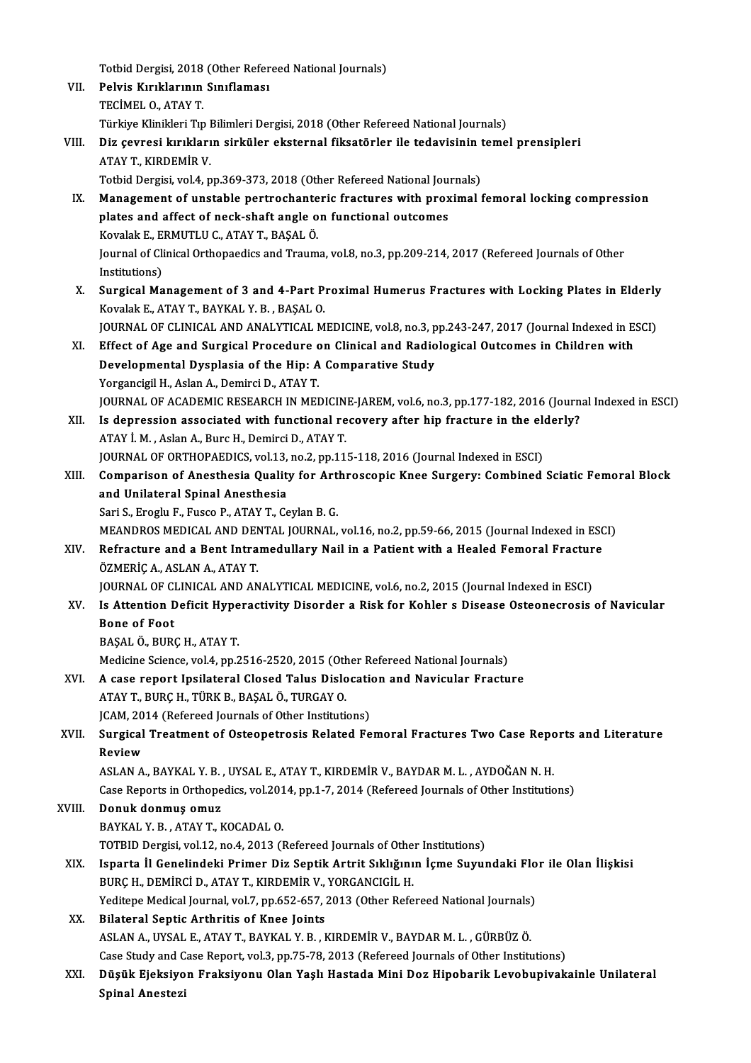Totbid Dergisi, 2018 (Other Refereed National Journals)

VII. **Pelvis Kırıklarının Sınıflaması**
TECİMEL O., ATAY T.
Türkiye Klinikleri Tıp Bilimleri Dergisi, 2018 (Other Refereed National Journals)

VIII. **Diz çevresi kırıkların sirküler eksternal fiksatörler ile tedavisinin temel prensipleri**
ATAY T., KIRDEMİR V.
Totbid Dergisi, vol.4, pp.369-373, 2018 (Other Refereed National Journals)

IX. **Management of unstable pertrochanteric fractures with proximal femoral locking compression plates and affect of neck-shaft angle on functional outcomes**
Kovalak E., ERMUTLU C., ATAY T., BAŞAL Ö.
Journal of Clinical Orthopaedics and Trauma, vol.8, no.3, pp.209-214, 2017 (Refereed Journals of Other Institutions)

X. **Surgical Management of 3 and 4-Part Proximal Humerus Fractures with Locking Plates in Elderly**
Kovalak E., ATAY T., BAYKAL Y. B. , BAŞAL O.
JOURNAL OF CLINICAL AND ANALYTICAL MEDICINE, vol.8, no.3, pp.243-247, 2017 (Journal Indexed in ESCI)

XI. **Effect of Age and Surgical Procedure on Clinical and Radiological Outcomes in Children with Developmental Dysplasia of the Hip: A Comparative Study**
Yorgancigil H., Aslan A., Demirci D., ATAY T.
JOURNAL OF ACADEMIC RESEARCH IN MEDICINE-JAREM, vol.6, no.3, pp.177-182, 2016 (Journal Indexed in ESCI)

XII. **Is depression associated with functional recovery after hip fracture in the elderly?**
ATAY İ. M. , Aslan A., Burc H., Demirci D., ATAY T.
JOURNAL OF ORTHOPAEDICS, vol.13, no.2, pp.115-118, 2016 (Journal Indexed in ESCI)

XIII. **Comparison of Anesthesia Quality for Arthroscopic Knee Surgery: Combined Sciatic Femoral Block and Unilateral Spinal Anesthesia**
Sari S., Eroglu F., Fusco P., ATAY T., Ceylan B. G.
MEANDROS MEDICAL AND DENTAL JOURNAL, vol.16, no.2, pp.59-66, 2015 (Journal Indexed in ESCI)

XIV. **Refracture and a Bent Intramedullary Nail in a Patient with a Healed Femoral Fracture**
ÖZMERİÇ A., ASLAN A., ATAY T.
JOURNAL OF CLINICAL AND ANALYTICAL MEDICINE, vol.6, no.2, 2015 (Journal Indexed in ESCI)

XV. **Is Attention Deficit Hyperactivity Disorder a Risk for Kohler s Disease Osteonecrosis of Navicular Bone of Foot**
BAŞAL Ö., BURÇ H., ATAY T.
Medicine Science, vol.4, pp.2516-2520, 2015 (Other Refereed National Journals)

XVI. **A case report Ipsilateral Closed Talus Dislocation and Navicular Fracture**
ATAY T., BURÇ H., TÜRK B., BAŞAL Ö., TURGAY O.
JCAM, 2014 (Refereed Journals of Other Institutions)

XVII. **Surgical Treatment of Osteopetrosis Related Femoral Fractures Two Case Reports and Literature Review**
ASLAN A., BAYKAL Y. B. , UYSAL E., ATAY T., KIRDEMİR V., BAYDAR M. L. , AYDOĞAN N. H.
Case Reports in Orthopedics, vol.2014, pp.1-7, 2014 (Refereed Journals of Other Institutions)

XVIII. **Donuk donmuş omuz**
BAYKAL Y. B. , ATAY T., KOCADAL O.
TOTBID Dergisi, vol.12, no.4, 2013 (Refereed Journals of Other Institutions)

XIX. **Isparta İl Genelindeki Primer Diz Septik Artrit Sıklığının İçme Suyundaki Flor ile Olan İlişkisi**
BURÇ H., DEMİRCİ D., ATAY T., KIRDEMİR V., YORGANCIGİL H.
Yeditepe Medical Journal, vol.7, pp.652-657, 2013 (Other Refereed National Journals)

XX. **Bilateral Septic Arthritis of Knee Joints**
ASLAN A., UYSAL E., ATAY T., BAYKAL Y. B. , KIRDEMİR V., BAYDAR M. L. , GÜRBÜZ Ö.
Case Study and Case Report, vol.3, pp.75-78, 2013 (Refereed Journals of Other Institutions)

XXI. **Düşük Ejeksiyon Fraksiyonu Olan Yaşlı Hastada Mini Doz Hipobarik Levobupivakainle Unilateral Spinal Anestezi**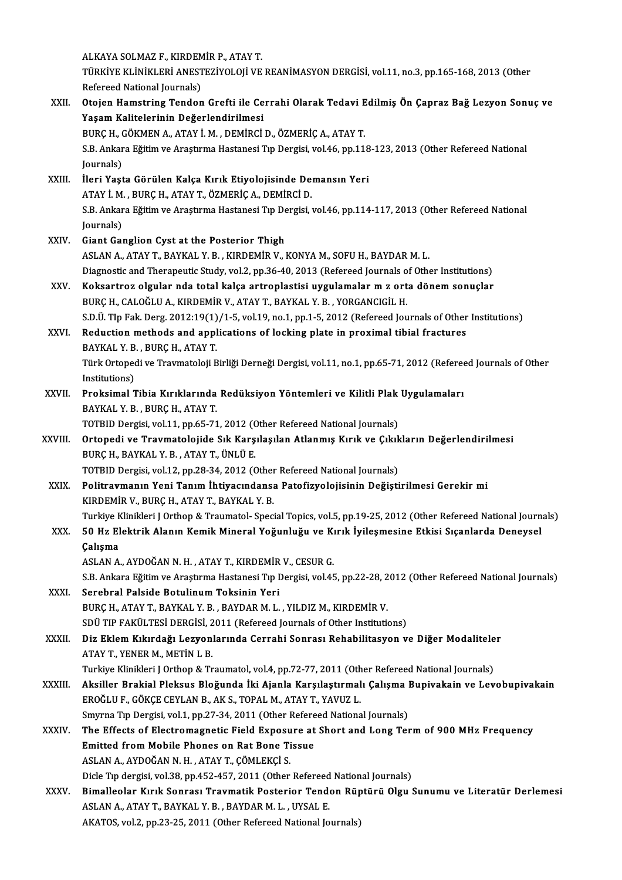ALKAYA SOLMAZ F., KIRDEMİR P., ATAY T.
TÜRKİYE KLİNİKLERİ ANESTEZİYOLOJİ VE REANİMASYON DERGİSİ, vol.11, no.3, pp.165-168, 2013 (Other Refereed National Journals)

XXII. **Otojen Hamstring Tendon Grefti ile Cerrahi Olarak Tedavi Edilmiş Ön Çapraz Bağ Lezyon Sonuç ve Yaşam Kalitelerinin Değerlendirilmesi**
BURÇ H., GÖKMEN A., ATAY İ. M. , DEMİRCİ D., ÖZMERİÇ A., ATAY T.
S.B. Ankara Eğitim ve Araştırma Hastanesi Tıp Dergisi, vol.46, pp.118-123, 2013 (Other Refereed National Journals)

XXIII. **İleri Yaşta Görülen Kalça Kırık Etiyolojisinde Demansın Yeri**
ATAY İ. M. , BURÇ H., ATAY T., ÖZMERİÇ A., DEMİRCİ D.
S.B. Ankara Eğitim ve Araştırma Hastanesi Tıp Dergisi, vol.46, pp.114-117, 2013 (Other Refereed National Journals)

XXIV. **Giant Ganglion Cyst at the Posterior Thigh**
ASLAN A., ATAY T., BAYKAL Y. B. , KIRDEMİR V., KONYA M., SOFU H., BAYDAR M. L.
Diagnostic and Therapeutic Study, vol.2, pp.36-40, 2013 (Refereed Journals of Other Institutions)

XXV. **Koksartroz olgular nda total kalça artroplastisi uygulamalar m z orta dönem sonuçlar**
BURÇ H., CALOĞLU A., KIRDEMİR V., ATAY T., BAYKAL Y. B. , YORGANCIGİL H.
S.D.Ü. TIp Fak. Derg. 2012:19(1)/1-5, vol.19, no.1, pp.1-5, 2012 (Refereed Journals of Other Institutions)

XXVI. **Reduction methods and applications of locking plate in proximal tibial fractures**
BAYKAL Y. B. , BURÇ H., ATAY T.
Türk Ortopedi ve Travmatoloji Birliği Derneği Dergisi, vol.11, no.1, pp.65-71, 2012 (Refereed Journals of Other Institutions)

XXVII. **Proksimal Tibia Kırıklarında Redüksiyon Yöntemleri ve Kilitli Plak Uygulamaları**
BAYKAL Y. B. , BURÇ H., ATAY T.
TOTBID Dergisi, vol.11, pp.65-71, 2012 (Other Refereed National Journals)

XXVIII. **Ortopedi ve Travmatolojide Sık Karşılaşılan Atlanmış Kırık ve Çıkıkların Değerlendirilmesi**
BURÇ H., BAYKAL Y. B. , ATAY T., ÜNLÜ E.
TOTBID Dergisi, vol.12, pp.28-34, 2012 (Other Refereed National Journals)

XXIX. **Politravmanın Yeni Tanım İhtiyacındansa Patofizyolojisinin Değiştirilmesi Gerekir mi**
KIRDEMİR V., BURÇ H., ATAY T., BAYKAL Y. B.
Turkiye Klinikleri J Orthop & Traumatol- Special Topics, vol.5, pp.19-25, 2012 (Other Refereed National Journals)

XXX. **50 Hz Elektrik Alanın Kemik Mineral Yoğunluğu ve Kırık İyileşmesine Etkisi Sıçanlarda Deneysel Çalışma**
ASLAN A., AYDOĞAN N. H. , ATAY T., KIRDEMİR V., CESUR G.
S.B. Ankara Eğitim ve Araştırma Hastanesi Tıp Dergisi, vol.45, pp.22-28, 2012 (Other Refereed National Journals)

XXXI. **Serebral Palside Botulinum Toksinin Yeri**
BURÇ H., ATAY T., BAYKAL Y. B. , BAYDAR M. L. , YILDIZ M., KIRDEMİR V.
SDÜ TIP FAKÜLTESİ DERGİSİ, 2011 (Refereed Journals of Other Institutions)

XXXII. **Diz Eklem Kıkırdağı Lezyonlarında Cerrahi Sonrası Rehabilitasyon ve Diğer Modaliteler**
ATAY T., YENER M., METİN L B.
Turkiye Klinikleri J Orthop & Traumatol, vol.4, pp.72-77, 2011 (Other Refereed National Journals)

XXXIII. **Aksiller Brakial Pleksus Bloğunda İki Ajanla Karşılaştırmalı Çalışma Bupivakain ve Levobupivakain**
EROĞLU F., GÖKÇE CEYLAN B., AK S., TOPAL M., ATAY T., YAVUZ L.
Smyrna Tıp Dergisi, vol.1, pp.27-34, 2011 (Other Refereed National Journals)

XXXIV. **The Effects of Electromagnetic Field Exposure at Short and Long Term of 900 MHz Frequency Emitted from Mobile Phones on Rat Bone Tissue**
ASLAN A., AYDOĞAN N. H. , ATAY T., ÇÖMLEKÇİ S.
Dicle Tıp dergisi, vol.38, pp.452-457, 2011 (Other Refereed National Journals)

XXXV. **Bimalleolar Kırık Sonrası Travmatik Posterior Tendon Rüptürü Olgu Sunumu ve Literatür Derlemesi**
ASLAN A., ATAY T., BAYKAL Y. B. , BAYDAR M. L. , UYSAL E.
AKATOS, vol.2, pp.23-25, 2011 (Other Refereed National Journals)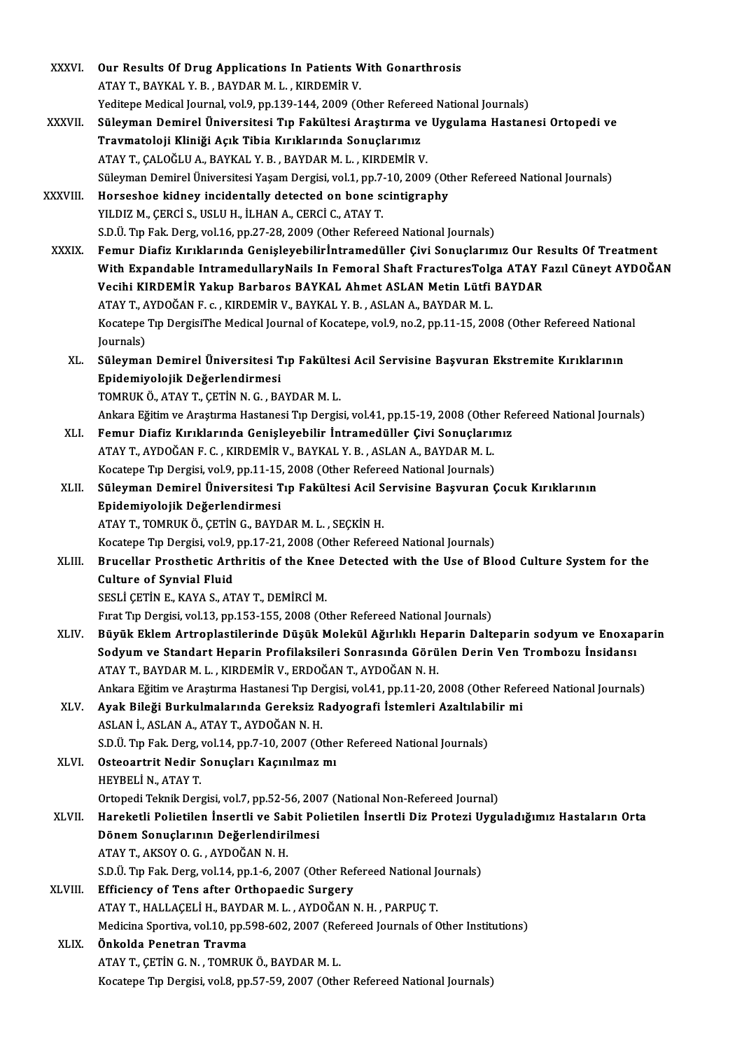XXXVI. **Our Results Of Drug Applications In Patients With Gonarthrosis**
ATAY T., BAYKAL Y. B. , BAYDAR M. L. , KIRDEMİR V.
Yeditepe Medical Journal, vol.9, pp.139-144, 2009 (Other Refereed National Journals)

XXXVII. **Süleyman Demirel Üniversitesi Tıp Fakültesi Araştırma ve Uygulama Hastanesi Ortopedi ve Travmatoloji Kliniği Açık Tibia Kırıklarında Sonuçlarımız**
ATAY T., ÇALOĞLU A., BAYKAL Y. B. , BAYDAR M. L. , KIRDEMİR V.
Süleyman Demirel Üniversitesi Yaşam Dergisi, vol.1, pp.7-10, 2009 (Other Refereed National Journals)

XXXVIII. **Horseshoe kidney incidentally detected on bone scintigraphy**
YILDIZ M., ÇERCİ S., USLU H., İLHAN A., CERCİ C., ATAY T.
S.D.Ü. Tıp Fak. Derg, vol.16, pp.27-28, 2009 (Other Refereed National Journals)

XXXIX. **Femur Diafiz Kırıklarında Genişleyebilirİntramedüller Çivi Sonuçlarımız Our Results Of Treatment With Expandable IntramedullaryNails In Femoral Shaft FracturesTolga ATAY Fazıl Cüneyt AYDOĞAN Vecihi KIRDEMİR Yakup Barbaros BAYKAL Ahmet ASLAN Metin Lütfi BAYDAR**
ATAY T., AYDOĞAN F. c. , KIRDEMİR V., BAYKAL Y. B. , ASLAN A., BAYDAR M. L.
Kocatepe Tıp DergisiThe Medical Journal of Kocatepe, vol.9, no.2, pp.11-15, 2008 (Other Refereed National Journals)

XL. **Süleyman Demirel Üniversitesi Tıp Fakültesi Acil Servisine Başvuran Ekstremite Kırıklarının Epidemiyolojik Değerlendirmesi**
TOMRUK Ö., ATAY T., ÇETİN N. G. , BAYDAR M. L.
Ankara Eğitim ve Araştırma Hastanesi Tıp Dergisi, vol.41, pp.15-19, 2008 (Other Refereed National Journals)

XLI. **Femur Diafiz Kırıklarında Genişleyebilir İntramedüller Çivi Sonuçlarımız**
ATAY T., AYDOĞAN F. C. , KIRDEMİR V., BAYKAL Y. B. , ASLAN A., BAYDAR M. L.
Kocatepe Tıp Dergisi, vol.9, pp.11-15, 2008 (Other Refereed National Journals)

XLII. **Süleyman Demirel Üniversitesi Tıp Fakültesi Acil Servisine Başvuran Çocuk Kırıklarının Epidemiyolojik Değerlendirmesi**
ATAY T., TOMRUK Ö., ÇETİN G., BAYDAR M. L. , SEÇKİN H.
Kocatepe Tıp Dergisi, vol.9, pp.17-21, 2008 (Other Refereed National Journals)

XLIII. **Brucellar Prosthetic Arthritis of the Knee Detected with the Use of Blood Culture System for the Culture of Synvial Fluid**
SESLİ ÇETİN E., KAYA S., ATAY T., DEMİRCİ M.
Fırat Tıp Dergisi, vol.13, pp.153-155, 2008 (Other Refereed National Journals)

XLIV. **Büyük Eklem Artroplastilerinde Düşük Molekül Ağırlıklı Heparin Dalteparin sodyum ve Enoxaparin Sodyum ve Standart Heparin Profilaksileri Sonrasında Görülen Derin Ven Trombozu İnsidansı**
ATAY T., BAYDAR M. L. , KIRDEMİR V., ERDOĞAN T., AYDOĞAN N. H.
Ankara Eğitim ve Araştırma Hastanesi Tıp Dergisi, vol.41, pp.11-20, 2008 (Other Refereed National Journals)

XLV. **Ayak Bileği Burkulmalarında Gereksiz Radyografi İstemleri Azaltılabilir mi**
ASLAN İ., ASLAN A., ATAY T., AYDOĞAN N. H.
S.D.Ü. Tıp Fak. Derg, vol.14, pp.7-10, 2007 (Other Refereed National Journals)

XLVI. **Osteoartrit Nedir Sonuçları Kaçınılmaz mı**
HEYBELİ N., ATAY T.
Ortopedi Teknik Dergisi, vol.7, pp.52-56, 2007 (National Non-Refereed Journal)

XLVII. **Hareketli Polietilen İnsertli ve Sabit Polietilen İnsertli Diz Protezi Uyguladığımız Hastaların Orta Dönem Sonuçlarının Değerlendirilmesi**
ATAY T., AKSOY O. G. , AYDOĞAN N. H.
S.D.Ü. Tıp Fak. Derg, vol.14, pp.1-6, 2007 (Other Refereed National Journals)

XLVIII. **Efficiency of Tens after Orthopaedic Surgery**
ATAY T., HALLAÇELİ H., BAYDAR M. L. , AYDOĞAN N. H. , PARPUÇ T.
Medicina Sportiva, vol.10, pp.598-602, 2007 (Refereed Journals of Other Institutions)

XLIX. **Önkolda Penetran Travma**
ATAY T., ÇETİN G. N. , TOMRUK Ö., BAYDAR M. L.
Kocatepe Tıp Dergisi, vol.8, pp.57-59, 2007 (Other Refereed National Journals)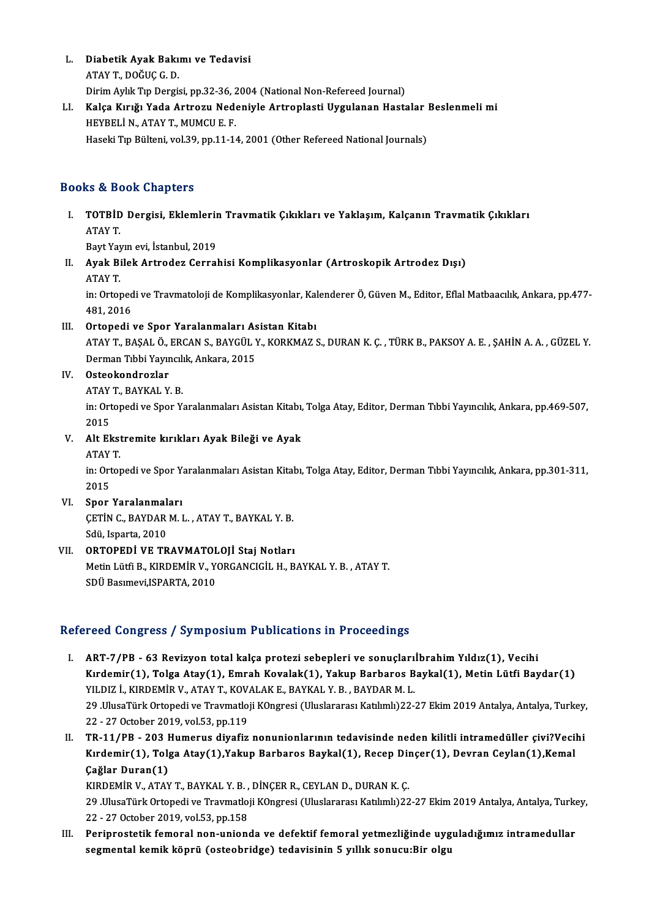L. **Diabetik Ayak Bakımı ve Tedavisi**
ATAY T., DOĞUÇ G. D.
Dirim Aylık Tıp Dergisi, pp.32-36, 2004 (National Non-Refereed Journal)

LI. **Kalça Kırığı Yada Artrozu Nedeniyle Artroplasti Uygulanan Hastalar Beslenmeli mi**
HEYBELİ N., ATAY T., MUMCU E. F.
Haseki Tıp Bülteni, vol.39, pp.11-14, 2001 (Other Refereed National Journals)

## Books & Book Chapters

I. **TOTBİD Dergisi, Eklemlerin Travmatik Çıkıkları ve Yaklaşım, Kalçanın Travmatik Çıkıkları**
ATAY T.
Bayt Yayın evi, İstanbul, 2019

II. **Ayak Bilek Artrodez Cerrahisi Komplikasyonlar (Artroskopik Artrodez Dışı)**
ATAY T.
in: Ortopedi ve Travmatoloji de Komplikasyonlar, Kalenderer Ö, Güven M., Editor, Eflal Matbaacılık, Ankara, pp.477-481, 2016

III. **Ortopedi ve Spor Yaralanmaları Asistan Kitabı**
ATAY T., BAŞAL Ö., ERCAN S., BAYGÜL Y., KORKMAZ S., DURAN K. Ç. , TÜRK B., PAKSOY A. E. , ŞAHİN A. A. , GÜZEL Y.
Derman Tıbbi Yayıncılık, Ankara, 2015

IV. **Osteokondrozlar**
ATAY T., BAYKAL Y. B.
in: Ortopedi ve Spor Yaralanmaları Asistan Kitabı, Tolga Atay, Editor, Derman Tıbbi Yayıncılık, Ankara, pp.469-507, 2015

V. **Alt Ekstremite kırıkları Ayak Bileği ve Ayak**
ATAY T.
in: Ortopedi ve Spor Yaralanmaları Asistan Kitabı, Tolga Atay, Editor, Derman Tıbbi Yayıncılık, Ankara, pp.301-311, 2015

VI. **Spor Yaralanmaları**
ÇETİN C., BAYDAR M. L. , ATAY T., BAYKAL Y. B.
Sdü, Isparta, 2010

VII. **ORTOPEDİ VE TRAVMATOLOJİ Staj Notları**
Metin Lütfi B., KIRDEMİR V., YORGANCIGİL H., BAYKAL Y. B. , ATAY T.
SDÜ Basımevi,ISPARTA, 2010

## Refereed Congress / Symposium Publications in Proceedings

I. **ART-7/PB - 63 Revizyon total kalça protezi sebepleri ve sonuçlarıİbrahim Yıldız(1), Vecihi Kırdemir(1), Tolga Atay(1), Emrah Kovalak(1), Yakup Barbaros Baykal(1), Metin Lütfi Baydar(1)**
YILDIZ İ., KIRDEMİR V., ATAY T., KOVALAK E., BAYKAL Y. B. , BAYDAR M. L.
29 .UlusaTürk Ortopedi ve Travmatloji KOngresi (Uluslararası Katılımlı)22-27 Ekim 2019 Antalya, Antalya, Turkey, 22 - 27 October 2019, vol.53, pp.119

II. **TR-11/PB - 203 Humerus diyafiz nonunionlarının tedavisinde neden kilitli intramedüller çivi?Vecihi Kırdemir(1), Tolga Atay(1),Yakup Barbaros Baykal(1), Recep Dinçer(1), Devran Ceylan(1),Kemal Çağlar Duran(1)**
KIRDEMİR V., ATAY T., BAYKAL Y. B. , DİNÇER R., CEYLAN D., DURAN K. Ç.
29 .UlusaTürk Ortopedi ve Travmatloji KOngresi (Uluslararası Katılımlı)22-27 Ekim 2019 Antalya, Antalya, Turkey, 22 - 27 October 2019, vol.53, pp.158

III. **Periprostetik femoral non-unionda ve defektif femoral yetmezliğinde uyguladığımız intramedullar segmental kemik köprü (osteobridge) tedavisinin 5 yıllık sonucu:Bir olgu**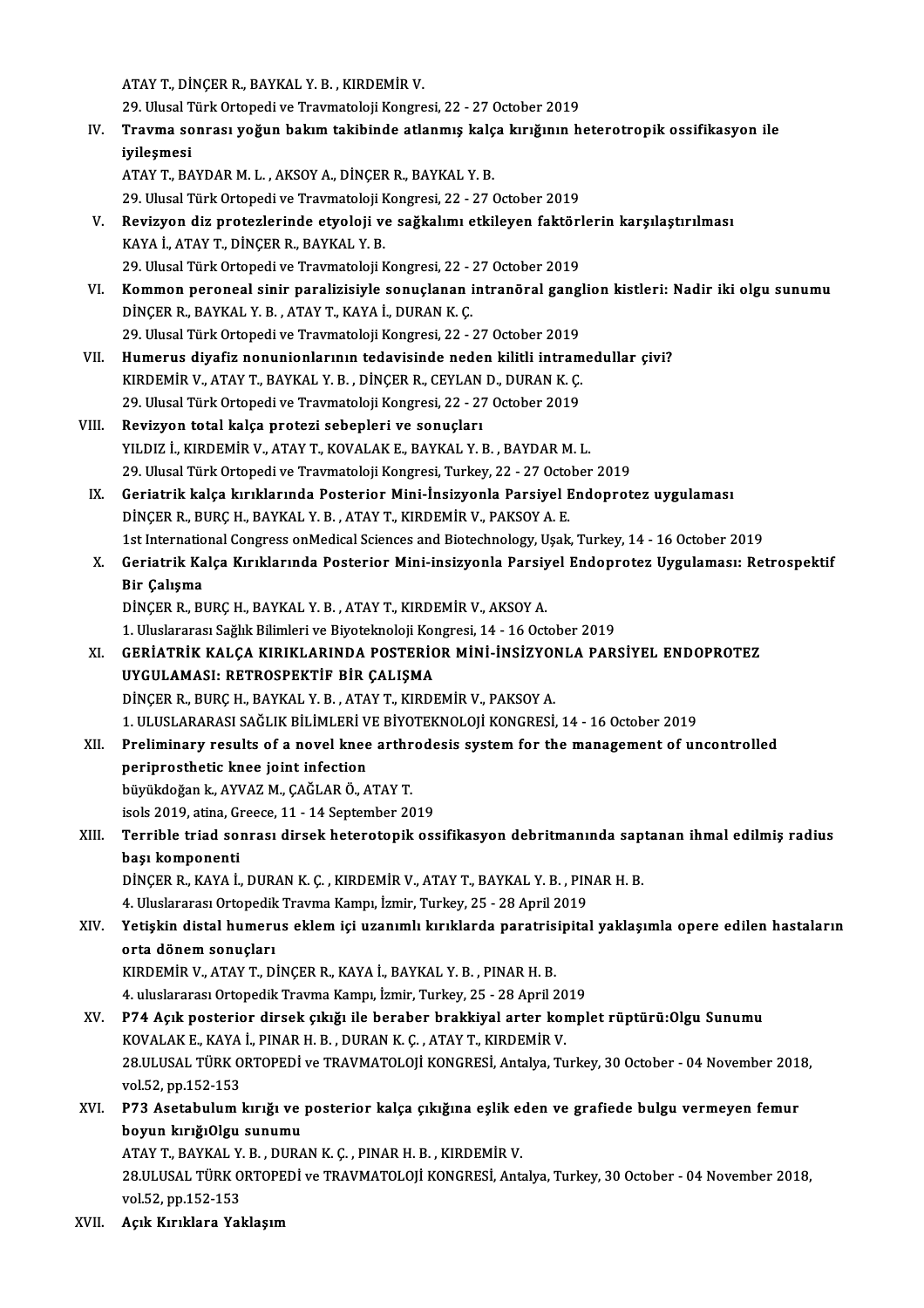ATAY T., DİNÇER R., BAYKAL Y. B. , KIRDEMİR V.
29. Ulusal Türk Ortopedi ve Travmatoloji Kongresi, 22 - 27 October 2019

IV. **Travma sonrası yoğun bakım takibinde atlanmış kalça kırığının heterotropik ossifikasyon ile iyileşmesi**
ATAY T., BAYDAR M. L. , AKSOY A., DİNÇER R., BAYKAL Y. B.
29. Ulusal Türk Ortopedi ve Travmatoloji Kongresi, 22 - 27 October 2019

V. **Revizyon diz protezlerinde etyoloji ve sağkalımı etkileyen faktörlerin karşılaştırılması**
KAYA İ., ATAY T., DİNÇER R., BAYKAL Y. B.
29. Ulusal Türk Ortopedi ve Travmatoloji Kongresi, 22 - 27 October 2019

VI. **Kommon peroneal sinir paralizisiyle sonuçlanan intranöral ganglion kistleri: Nadir iki olgu sunumu**
DİNÇER R., BAYKAL Y. B. , ATAY T., KAYA İ., DURAN K. Ç.
29. Ulusal Türk Ortopedi ve Travmatoloji Kongresi, 22 - 27 October 2019

VII. **Humerus diyafiz nonunionlarının tedavisinde neden kilitli intramedullar çivi?**
KIRDEMİR V., ATAY T., BAYKAL Y. B. , DİNÇER R., CEYLAN D., DURAN K. Ç.
29. Ulusal Türk Ortopedi ve Travmatoloji Kongresi, 22 - 27 October 2019

VIII. **Revizyon total kalça protezi sebepleri ve sonuçları**
YILDIZ İ., KIRDEMİR V., ATAY T., KOVALAK E., BAYKAL Y. B. , BAYDAR M. L.
29. Ulusal Türk Ortopedi ve Travmatoloji Kongresi, Turkey, 22 - 27 October 2019

IX. **Geriatrik kalça kırıklarında Posterior Mini-İnsizyonla Parsiyel Endoprotez uygulaması**
DİNÇER R., BURÇ H., BAYKAL Y. B. , ATAY T., KIRDEMİR V., PAKSOY A. E.
1st International Congress onMedical Sciences and Biotechnology, Uşak, Turkey, 14 - 16 October 2019

X. **Geriatrik Kalça Kırıklarında Posterior Mini-insizyonla Parsiyel Endoprotez Uygulaması: Retrospektif Bir Çalışma**
DİNÇER R., BURÇ H., BAYKAL Y. B. , ATAY T., KIRDEMİR V., AKSOY A.
1. Uluslararası Sağlık Bilimleri ve Biyoteknoloji Kongresi, 14 - 16 October 2019

XI. **GERİATRİK KALÇA KIRIKLARINDA POSTERİOR MİNİ-İNSİZYONLA PARSİYEL ENDOPROTEZ UYGULAMASI: RETROSPEKTİF BİR ÇALIŞMA**
DİNÇER R., BURÇ H., BAYKAL Y. B. , ATAY T., KIRDEMİR V., PAKSOY A.
1. ULUSLARARASI SAĞLIK BİLİMLERİ VE BİYOTEKNOLOJİ KONGRESİ, 14 - 16 October 2019

XII. **Preliminary results of a novel knee arthrodesis system for the management of uncontrolled periprosthetic knee joint infection**
büyükdoğan k., AYVAZ M., ÇAĞLAR Ö., ATAY T.
isols 2019, atina, Greece, 11 - 14 September 2019

XIII. **Terrible triad sonrası dirsek heterotopik ossifikasyon debritmanında saptanan ihmal edilmiş radius başı komponenti**
DİNÇER R., KAYA İ., DURAN K. Ç. , KIRDEMİR V., ATAY T., BAYKAL Y. B. , PINAR H. B.
4. Uluslararası Ortopedik Travma Kampı, İzmir, Turkey, 25 - 28 April 2019

XIV. **Yetişkin distal humerus eklem içi uzanımlı kırıklarda paratrisipital yaklaşımla opere edilen hastaların orta dönem sonuçları**
KIRDEMİR V., ATAY T., DİNÇER R., KAYA İ., BAYKAL Y. B. , PINAR H. B.
4. uluslararası Ortopedik Travma Kampı, İzmir, Turkey, 25 - 28 April 2019

XV. **P74 Açık posterior dirsek çıkığı ile beraber brakkiyal arter komplet rüptürü:Olgu Sunumu**
KOVALAK E., KAYA İ., PINAR H. B. , DURAN K. Ç. , ATAY T., KIRDEMİR V.
28.ULUSAL TÜRK ORTOPEDİ ve TRAVMATOLOJİ KONGRESİ, Antalya, Turkey, 30 October - 04 November 2018, vol.52, pp.152-153

XVI. **P73 Asetabulum kırığı ve posterior kalça çıkığına eşlik eden ve grafiede bulgu vermeyen femur boyun kırığıOlgu sunumu**
ATAY T., BAYKAL Y. B. , DURAN K. Ç. , PINAR H. B. , KIRDEMİR V.
28.ULUSAL TÜRK ORTOPEDİ ve TRAVMATOLOJİ KONGRESİ, Antalya, Turkey, 30 October - 04 November 2018, vol.52, pp.152-153

XVII. **Açık Kırıklara Yaklaşım**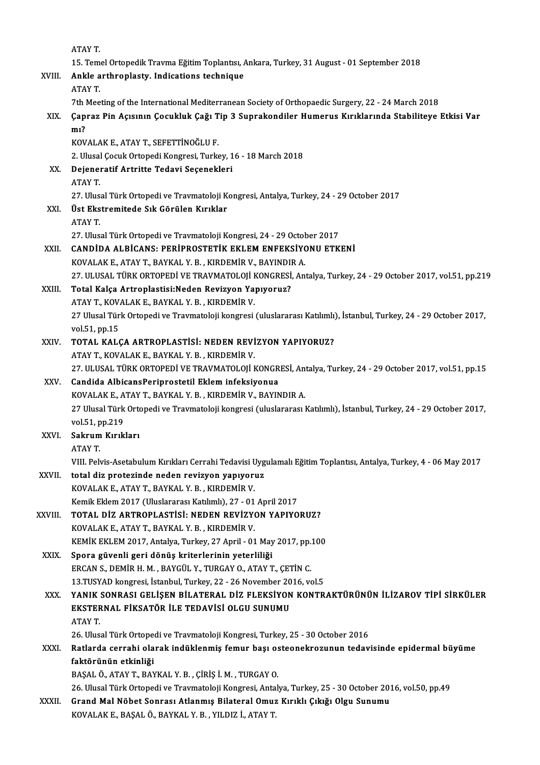ATAY T.

15. Temel Ortopedik Travma Eğitim Toplantısı, Ankara, Turkey, 31 August - 01 September 2018

XVIII. **Ankle arthroplasty. Indications technique**

ATAY T.

7th Meeting of the International Mediterranean Society of Orthopaedic Surgery, 22 - 24 March 2018

XIX. **Çapraz Pin Açısının Çocukluk Çağı Tip 3 Suprakondiler Humerus Kırıklarında Stabiliteye Etkisi Var mı?**

KOVALAK E., ATAY T., SEFETTİNOĞLU F.

2. Ulusal Çocuk Ortopedi Kongresi, Turkey, 16 - 18 March 2018

XX. **Dejeneratif Artritte Tedavi Seçenekleri**

ATAY T.

27. Ulusal Türk Ortopedi ve Travmatoloji Kongresi, Antalya, Turkey, 24 - 29 October 2017

XXI. **Üst Ekstremitede Sık Görülen Kırıklar**

ATAY T.

27. Ulusal Türk Ortopedi ve Travmatoloji Kongresi, 24 - 29 October 2017

XXII. **CANDİDA ALBİCANS: PERİPROSTETİK EKLEM ENFEKSİYONU ETKENİ**

KOVALAK E., ATAY T., BAYKAL Y. B. , KIRDEMİR V., BAYINDIR A.

27. ULUSAL TÜRK ORTOPEDİ VE TRAVMATOLOJİ KONGRESİ, Antalya, Turkey, 24 - 29 October 2017, vol.51, pp.219

XXIII. **Total Kalça Artroplastisi:Neden Revizyon Yapıyoruz?**

ATAY T., KOVALAK E., BAYKAL Y. B. , KIRDEMİR V.

27 Ulusal Türk Ortopedi ve Travmatoloji kongresi (uluslararası Katılımlı), İstanbul, Turkey, 24 - 29 October 2017, vol.51, pp.15

XXIV. **TOTAL KALÇA ARTROPLASTİSİ: NEDEN REVİZYON YAPIYORUZ?**

ATAY T., KOVALAK E., BAYKAL Y. B. , KIRDEMİR V.

27. ULUSAL TÜRK ORTOPEDİ VE TRAVMATOLOJİ KONGRESİ, Antalya, Turkey, 24 - 29 October 2017, vol.51, pp.15

XXV. **Candida AlbicansPeriprostetil Eklem infeksiyonua**

KOVALAK E., ATAY T., BAYKAL Y. B. , KIRDEMİR V., BAYINDIR A.

27 Ulusal Türk Ortopedi ve Travmatoloji kongresi (uluslararası Katılımlı), İstanbul, Turkey, 24 - 29 October 2017, vol.51, pp.219

XXVI. **Sakrum Kırıkları**

ATAY T.

VIII. Pelvis-Asetabulum Kırıkları Cerrahi Tedavisi Uygulamalı Eğitim Toplantısı, Antalya, Turkey, 4 - 06 May 2017

XXVII. **total diz protezinde neden revizyon yapıyoruz**

KOVALAK E., ATAY T., BAYKAL Y. B. , KIRDEMİR V.

Kemik Eklem 2017 (Uluslararası Katılımlı), 27 - 01 April 2017

XXVIII. **TOTAL DİZ ARTROPLASTİSİ: NEDEN REVİZYON YAPIYORUZ?**

KOVALAK E., ATAY T., BAYKAL Y. B. , KIRDEMİR V.

KEMİK EKLEM 2017, Antalya, Turkey, 27 April - 01 May 2017, pp.100

XXIX. **Spora güvenli geri dönüş kriterlerinin yeterliliği**

ERCAN S., DEMİR H. M. , BAYGÜL Y., TURGAY O., ATAY T., ÇETİN C.

13.TUSYAD kongresi, İstanbul, Turkey, 22 - 26 November 2016, vol.5

XXX. **YANIK SONRASI GELİŞEN BİLATERAL DİZ FLEKSİYON KONTRAKTÜRÜNÜN İLİZAROV TİPİ SİRKÜLER EKSTERNAL FİKSATÖR İLE TEDAVİSİ OLGU SUNUMU**

ATAY T.

26. Ulusal Türk Ortopedi ve Travmatoloji Kongresi, Turkey, 25 - 30 October 2016

XXXI. **Ratlarda cerrahi olarak indüklenmiş femur başı osteonekrozunun tedavisinde epidermal büyüme faktörünün etkinliği**

BAŞAL Ö., ATAY T., BAYKAL Y. B. , ÇİRİŞ İ. M. , TURGAY O.

26. Ulusal Türk Ortopedi ve Travmatoloji Kongresi, Antalya, Turkey, 25 - 30 October 2016, vol.50, pp.49

XXXII. **Grand Mal Nöbet Sonrası Atlanmış Bilateral Omuz Kırıklı Çıkığı Olgu Sunumu**

KOVALAK E., BAŞAL Ö., BAYKAL Y. B. , YILDIZ İ., ATAY T.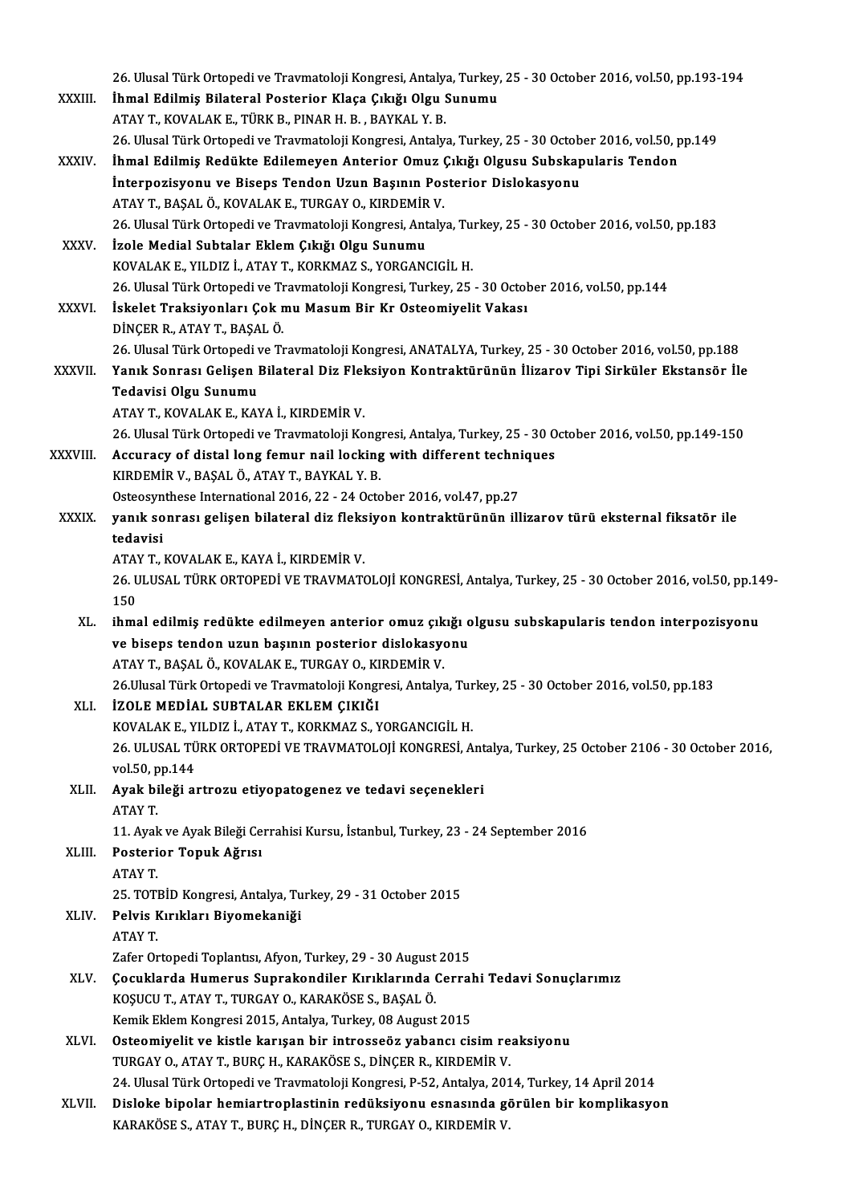26. Ulusal Türk Ortopedi ve Travmatoloji Kongresi, Antalya, Turkey, 25 - 30 October 2016, vol.50, pp.193-194

XXXIII. **İhmal Edilmiş Bilateral Posterior Klaça Çıkığı Olgu Sunumu**
ATAY T., KOVALAK E., TÜRK B., PINAR H. B. , BAYKAL Y. B.
26. Ulusal Türk Ortopedi ve Travmatoloji Kongresi, Antalya, Turkey, 25 - 30 October 2016, vol.50, pp.149

XXXIV. **İhmal Edilmiş Redükte Edilemeyen Anterior Omuz Çıkığı Olgusu Subskapularis Tendon İnterpozisyonu ve Biseps Tendon Uzun Başının Posterior Dislokasyonu**
ATAY T., BAŞAL Ö., KOVALAK E., TURGAY O., KIRDEMİR V.
26. Ulusal Türk Ortopedi ve Travmatoloji Kongresi, Antalya, Turkey, 25 - 30 October 2016, vol.50, pp.183

XXXV. **İzole Medial Subtalar Eklem Çıkığı Olgu Sunumu**
KOVALAK E., YILDIZ İ., ATAY T., KORKMAZ S., YORGANCIGİL H.
26. Ulusal Türk Ortopedi ve Travmatoloji Kongresi, Turkey, 25 - 30 October 2016, vol.50, pp.144

XXXVI. **İskelet Traksiyonları Çok mu Masum Bir Kr Osteomiyelit Vakası**
DİNÇER R., ATAY T., BAŞAL Ö.
26. Ulusal Türk Ortopedi ve Travmatoloji Kongresi, ANATALYA, Turkey, 25 - 30 October 2016, vol.50, pp.188

XXXVII. **Yanık Sonrası Gelişen Bilateral Diz Fleksiyon Kontraktürünün İlizarov Tipi Sirküler Ekstansör İle Tedavisi Olgu Sunumu**
ATAY T., KOVALAK E., KAYA İ., KIRDEMİR V.
26. Ulusal Türk Ortopedi ve Travmatoloji Kongresi, Antalya, Turkey, 25 - 30 October 2016, vol.50, pp.149-150

XXXVIII. **Accuracy of distal long femur nail locking with different techniques**
KIRDEMİR V., BAŞAL Ö., ATAY T., BAYKAL Y. B.
Osteosynthese International 2016, 22 - 24 October 2016, vol.47, pp.27

XXXIX. **yanık sonrası gelişen bilateral diz fleksiyon kontraktürünün illizarov türü eksternal fiksatör ile tedavisi**
ATAY T., KOVALAK E., KAYA İ., KIRDEMİR V.
26. ULUSAL TÜRK ORTOPEDİ VE TRAVMATOLOJİ KONGRESİ, Antalya, Turkey, 25 - 30 October 2016, vol.50, pp.149-150

XL. **ihmal edilmiş redükte edilmeyen anterior omuz çıkığı olgusu subskapularis tendon interpozisyonu ve biseps tendon uzun başının posterior dislokasyonu**
ATAY T., BAŞAL Ö., KOVALAK E., TURGAY O., KIRDEMİR V.
26.Ulusal Türk Ortopedi ve Travmatoloji Kongresi, Antalya, Turkey, 25 - 30 October 2016, vol.50, pp.183

XLI. **İZOLE MEDİAL SUBTALAR EKLEM ÇIKIĞI**
KOVALAK E., YILDIZ İ., ATAY T., KORKMAZ S., YORGANCIGİL H.
26. ULUSAL TÜRK ORTOPEDİ VE TRAVMATOLOJİ KONGRESİ, Antalya, Turkey, 25 October 2106 - 30 October 2016, vol.50, pp.144

XLII. **Ayak bileği artrozu etiyopatogenez ve tedavi seçenekleri**
ATAY T.
11. Ayak ve Ayak Bileği Cerrahisi Kursu, İstanbul, Turkey, 23 - 24 September 2016

XLIII. **Posterior Topuk Ağrısı**
ATAY T.
25. TOTBİD Kongresi, Antalya, Turkey, 29 - 31 October 2015

XLIV. **Pelvis Kırıkları Biyomekaniği**
ATAY T.
Zafer Ortopedi Toplantısı, Afyon, Turkey, 29 - 30 August 2015

XLV. **Çocuklarda Humerus Suprakondiler Kırıklarında Cerrahi Tedavi Sonuçlarımız**
KOŞUCU T., ATAY T., TURGAY O., KARAKÖSE S., BAŞAL Ö.
Kemik Eklem Kongresi 2015, Antalya, Turkey, 08 August 2015

XLVI. **Osteomiyelit ve kistle karışan bir introsseöz yabancı cisim reaksiyonu**
TURGAY O., ATAY T., BURÇ H., KARAKÖSE S., DİNÇER R., KIRDEMİR V.
24. Ulusal Türk Ortopedi ve Travmatoloji Kongresi, P-52, Antalya, 2014, Turkey, 14 April 2014

XLVII. **Disloke bipolar hemiartroplastinin redüksiyonu esnasında görülen bir komplikasyon**
KARAKÖSE S., ATAY T., BURÇ H., DİNÇER R., TURGAY O., KIRDEMİR V.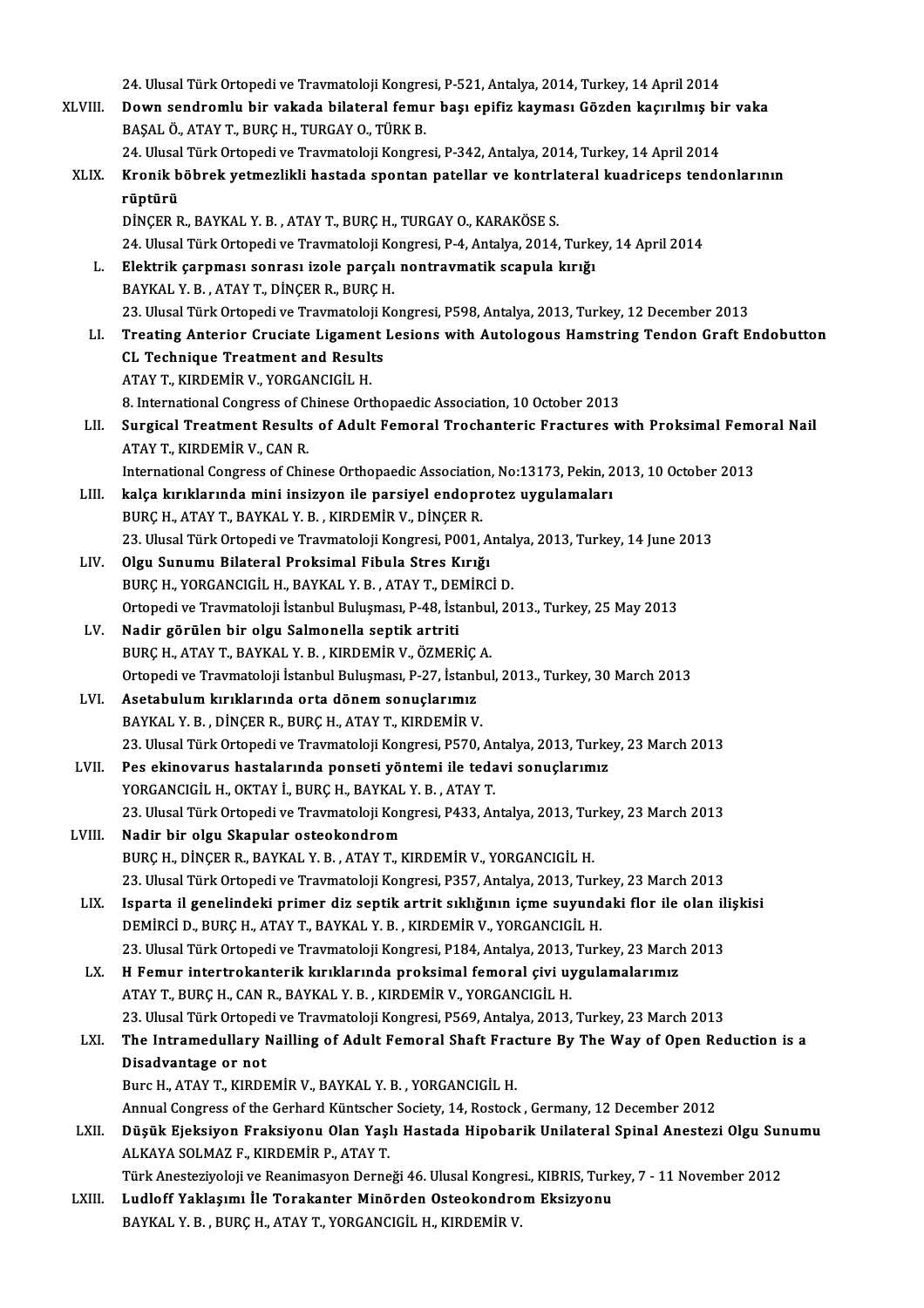24. Ulusal Türk Ortopedi ve Travmatoloji Kongresi, P-521, Antalya, 2014, Turkey, 14 April 2014

XLVIII. **Down sendromlu bir vakada bilateral femur başı epifiz kayması Gözden kaçırılmış bir vaka**
BAŞAL Ö., ATAY T., BURÇ H., TURGAY O., TÜRK B.
24. Ulusal Türk Ortopedi ve Travmatoloji Kongresi, P-342, Antalya, 2014, Turkey, 14 April 2014

XLIX. **Kronik böbrek yetmezlikli hastada spontan patellar ve kontrlateral kuadriceps tendonlarının rüptürü**
DİNÇER R., BAYKAL Y. B. , ATAY T., BURÇ H., TURGAY O., KARAKÖSE S.
24. Ulusal Türk Ortopedi ve Travmatoloji Kongresi, P-4, Antalya, 2014, Turkey, 14 April 2014

L. **Elektrik çarpması sonrası izole parçalı nontravmatik scapula kırığı**
BAYKAL Y. B. , ATAY T., DİNÇER R., BURÇ H.
23. Ulusal Türk Ortopedi ve Travmatoloji Kongresi, P598, Antalya, 2013, Turkey, 12 December 2013

LI. **Treating Anterior Cruciate Ligament Lesions with Autologous Hamstring Tendon Graft Endobutton CL Technique Treatment and Results**
ATAY T., KIRDEMİR V., YORGANCIGİL H.
8. International Congress of Chinese Orthopaedic Association, 10 October 2013

LII. **Surgical Treatment Results of Adult Femoral Trochanteric Fractures with Proksimal Femoral Nail**
ATAY T., KIRDEMİR V., CAN R.
International Congress of Chinese Orthopaedic Association, No:13173, Pekin, 2013, 10 October 2013

LIII. **kalça kırıklarında mini insizyon ile parsiyel endoprotez uygulamaları**
BURÇ H., ATAY T., BAYKAL Y. B. , KIRDEMİR V., DİNÇER R.
23. Ulusal Türk Ortopedi ve Travmatoloji Kongresi, P001, Antalya, 2013, Turkey, 14 June 2013

LIV. **Olgu Sunumu Bilateral Proksimal Fibula Stres Kırığı**
BURÇ H., YORGANCIGİL H., BAYKAL Y. B. , ATAY T., DEMİRCİ D.
Ortopedi ve Travmatoloji İstanbul Buluşması, P-48, İstanbul, 2013., Turkey, 25 May 2013

LV. **Nadir görülen bir olgu Salmonella septik artriti**
BURÇ H., ATAY T., BAYKAL Y. B. , KIRDEMİR V., ÖZMERİÇ A.
Ortopedi ve Travmatoloji İstanbul Buluşması, P-27, İstanbul, 2013., Turkey, 30 March 2013

LVI. **Asetabulum kırıklarında orta dönem sonuçlarımız**
BAYKAL Y. B. , DİNÇER R., BURÇ H., ATAY T., KIRDEMİR V.
23. Ulusal Türk Ortopedi ve Travmatoloji Kongresi, P570, Antalya, 2013, Turkey, 23 March 2013

LVII. **Pes ekinovarus hastalarında ponseti yöntemi ile tedavi sonuçlarımız**
YORGANCIGİL H., OKTAY İ., BURÇ H., BAYKAL Y. B. , ATAY T.
23. Ulusal Türk Ortopedi ve Travmatoloji Kongresi, P433, Antalya, 2013, Turkey, 23 March 2013

LVIII. **Nadir bir olgu Skapular osteokondrom**
BURÇ H., DİNÇER R., BAYKAL Y. B. , ATAY T., KIRDEMİR V., YORGANCIGİL H.
23. Ulusal Türk Ortopedi ve Travmatoloji Kongresi, P357, Antalya, 2013, Turkey, 23 March 2013

LIX. **Isparta il genelindeki primer diz septik artrit sıklığının içme suyundaki flor ile olan ilişkisi**
DEMİRCİ D., BURÇ H., ATAY T., BAYKAL Y. B. , KIRDEMİR V., YORGANCIGİL H.
23. Ulusal Türk Ortopedi ve Travmatoloji Kongresi, P184, Antalya, 2013, Turkey, 23 March 2013

LX. **H Femur intertrokanterik kırıklarında proksimal femoral çivi uygulamalarımız**
ATAY T., BURÇ H., CAN R., BAYKAL Y. B. , KIRDEMİR V., YORGANCIGİL H.
23. Ulusal Türk Ortopedi ve Travmatoloji Kongresi, P569, Antalya, 2013, Turkey, 23 March 2013

LXI. **The Intramedullary Nailling of Adult Femoral Shaft Fracture By The Way of Open Reduction is a Disadvantage or not**
Burc H., ATAY T., KIRDEMİR V., BAYKAL Y. B. , YORGANCIGİL H.
Annual Congress of the Gerhard Küntscher Society, 14, Rostock , Germany, 12 December 2012

LXII. **Düşük Ejeksiyon Fraksiyonu Olan Yaşlı Hastada Hipobarik Unilateral Spinal Anestezi Olgu Sunumu**
ALKAYA SOLMAZ F., KIRDEMİR P., ATAY T.
Türk Anesteziyoloji ve Reanimasyon Derneği 46. Ulusal Kongresi., KIBRIS, Turkey, 7 - 11 November 2012

LXIII. **Ludloff Yaklaşımı İle Torakanter Minörden Osteokondrom Eksizyonu**
BAYKAL Y. B. , BURÇ H., ATAY T., YORGANCIGİL H., KIRDEMİR V.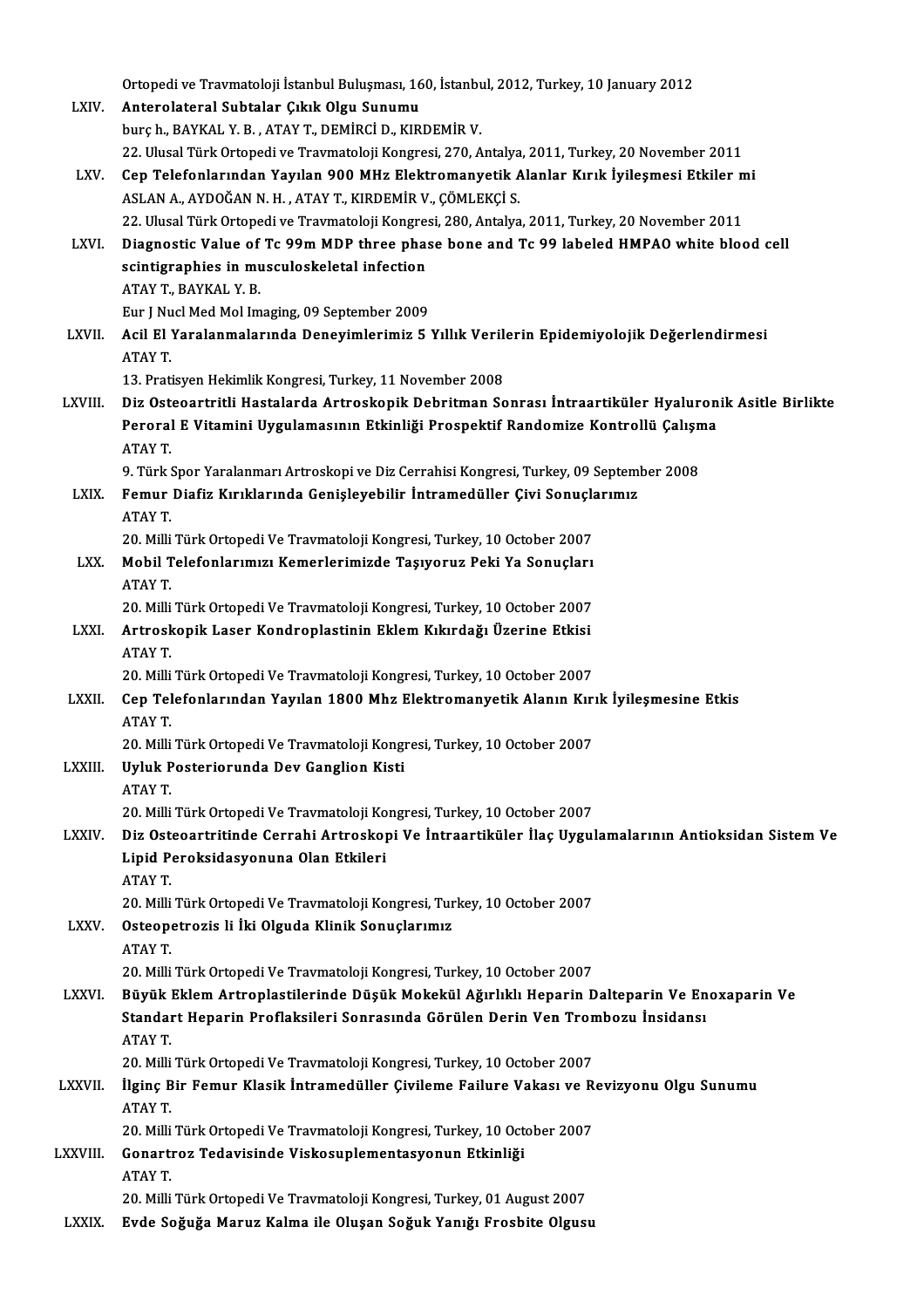Ortopedi ve Travmatoloji İstanbul Buluşması, 160, İstanbul, 2012, Turkey, 10 January 2012

LXIV. **Anterolateral Subtalar Çıkık Olgu Sunumu**
burç h., BAYKAL Y. B. , ATAY T., DEMİRCİ D., KIRDEMİR V.
22. Ulusal Türk Ortopedi ve Travmatoloji Kongresi, 270, Antalya, 2011, Turkey, 20 November 2011

LXV. **Cep Telefonlarından Yayılan 900 MHz Elektromanyetik Alanlar Kırık İyileşmesi Etkiler mi**
ASLAN A., AYDOĞAN N. H. , ATAY T., KIRDEMİR V., ÇÖMLEKÇİ S.
22. Ulusal Türk Ortopedi ve Travmatoloji Kongresi, 280, Antalya, 2011, Turkey, 20 November 2011

LXVI. **Diagnostic Value of Tc 99m MDP three phase bone and Tc 99 labeled HMPAO white blood cell scintigraphies in musculoskeletal infection**
ATAY T., BAYKAL Y. B.
Eur J Nucl Med Mol Imaging, 09 September 2009

LXVII. **Acil El Yaralanmalarında Deneyimlerimiz 5 Yıllık Verilerin Epidemiyolojik Değerlendirmesi**
ATAY T.
13. Pratisyen Hekimlik Kongresi, Turkey, 11 November 2008

LXVIII. **Diz Osteoartritli Hastalarda Artroskopik Debritman Sonrası İntraartiküler Hyaluronik Asitle Birlikte Peroral E Vitamini Uygulamasının Etkinliği Prospektif Randomize Kontrollü Çalışma**
ATAY T.
9. Türk Spor Yaralanmarı Artroskopi ve Diz Cerrahisi Kongresi, Turkey, 09 September 2008

LXIX. **Femur Diafiz Kırıklarında Genişleyebilir İntramedüller Çivi Sonuçlarımız**
ATAY T.
20. Milli Türk Ortopedi Ve Travmatoloji Kongresi, Turkey, 10 October 2007

LXX. **Mobil Telefonlarımızı Kemerlerimizde Taşıyoruz Peki Ya Sonuçları**
ATAY T.
20. Milli Türk Ortopedi Ve Travmatoloji Kongresi, Turkey, 10 October 2007

LXXI. **Artroskopik Laser Kondroplastinin Eklem Kıkırdağı Üzerine Etkisi**
ATAY T.
20. Milli Türk Ortopedi Ve Travmatoloji Kongresi, Turkey, 10 October 2007

LXXII. **Cep Telefonlarından Yayılan 1800 Mhz Elektromanyetik Alanın Kırık İyileşmesine Etkis**
ATAY T.
20. Milli Türk Ortopedi Ve Travmatoloji Kongresi, Turkey, 10 October 2007

LXXIII. **Uyluk Posteriorunda Dev Ganglion Kisti**
ATAY T.
20. Milli Türk Ortopedi Ve Travmatoloji Kongresi, Turkey, 10 October 2007

LXXIV. **Diz Osteoartritinde Cerrahi Artroskopi Ve İntraartiküler İlaç Uygulamalarının Antioksidan Sistem Ve Lipid Peroksidasyonuna Olan Etkileri**
ATAY T.
20. Milli Türk Ortopedi Ve Travmatoloji Kongresi, Turkey, 10 October 2007

LXXV. **Osteopetrozis li İki Olguda Klinik Sonuçlarımız**
ATAY T.
20. Milli Türk Ortopedi Ve Travmatoloji Kongresi, Turkey, 10 October 2007

LXXVI. **Büyük Eklem Artroplastilerinde Düşük Mokekül Ağırlıklı Heparin Dalteparin Ve Enoxaparin Ve Standart Heparin Proflaksileri Sonrasında Görülen Derin Ven Trombozu İnsidansı**
ATAY T.
20. Milli Türk Ortopedi Ve Travmatoloji Kongresi, Turkey, 10 October 2007

LXXVII. **İlginç Bir Femur Klasik İntramedüller Çivileme Failure Vakası ve Revizyonu Olgu Sunumu**
ATAY T.
20. Milli Türk Ortopedi Ve Travmatoloji Kongresi, Turkey, 10 October 2007

LXXVIII. **Gonartroz Tedavisinde Viskosuplementasyonun Etkinliği**
ATAY T.
20. Milli Türk Ortopedi Ve Travmatoloji Kongresi, Turkey, 01 August 2007

LXXIX. **Evde Soğuğa Maruz Kalma ile Oluşan Soğuk Yanığı Frosbite Olgusu**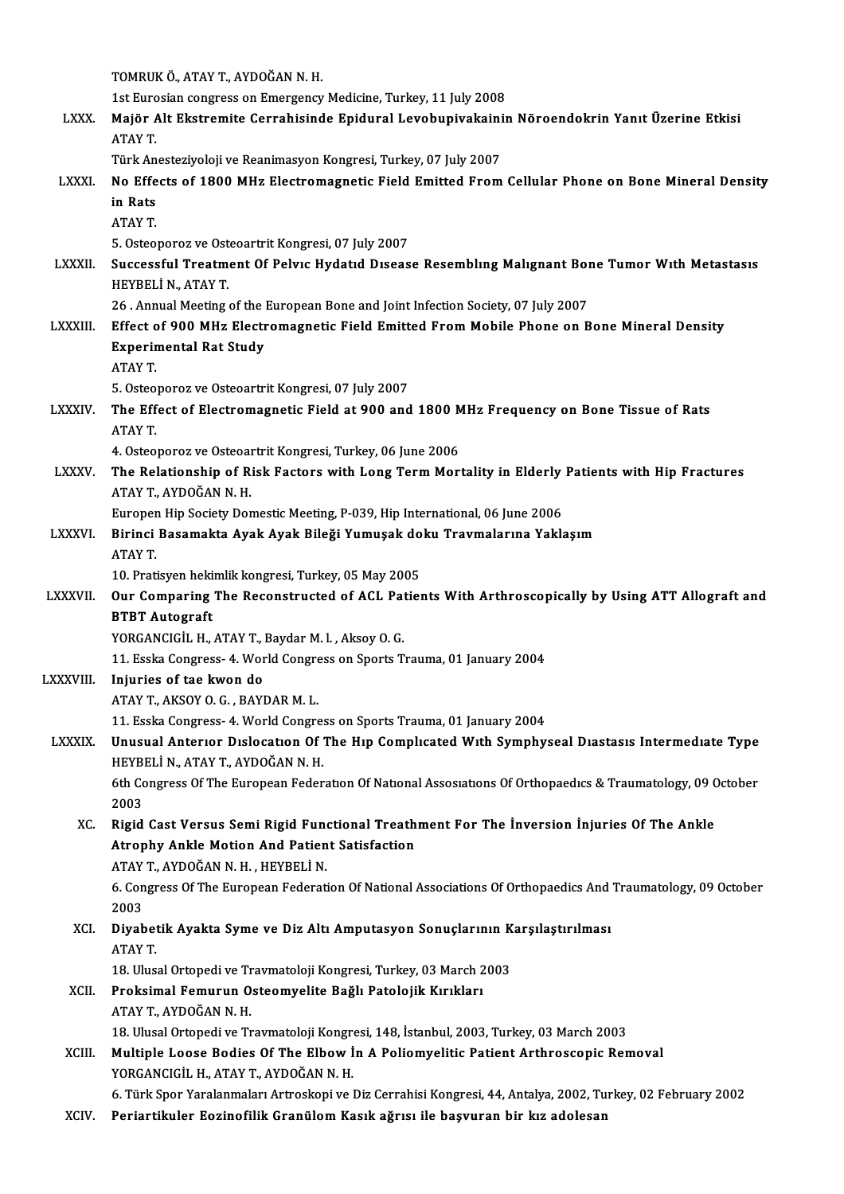TOMRUK Ö., ATAY T., AYDOĞAN N. H.

1st Eurosian congress on Emergency Medicine, Turkey, 11 July 2008

LXXX. **Majör Alt Ekstremite Cerrahisinde Epidural Levobupivakainin Nöroendokrin Yanıt Üzerine Etkisi**
ATAY T.
Türk Anesteziyoloji ve Reanimasyon Kongresi, Turkey, 07 July 2007

LXXXI. **No Effects of 1800 MHz Electromagnetic Field Emitted From Cellular Phone on Bone Mineral Density in Rats**
ATAY T.
5. Osteoporoz ve Osteoartrit Kongresi, 07 July 2007

LXXXII. **Successful Treatment Of Pelvıc Hydatıd Dısease Resemblıng Malıgnant Bone Tumor Wıth Metastasıs**
HEYBELİ N., ATAY T.
26 . Annual Meeting of the European Bone and Joint Infection Society, 07 July 2007

LXXXIII. **Effect of 900 MHz Electromagnetic Field Emitted From Mobile Phone on Bone Mineral Density Experimental Rat Study**
ATAY T.
5. Osteoporoz ve Osteoartrit Kongresi, 07 July 2007

LXXXIV. **The Effect of Electromagnetic Field at 900 and 1800 MHz Frequency on Bone Tissue of Rats**
ATAY T.
4. Osteoporoz ve Osteoartrit Kongresi, Turkey, 06 June 2006

LXXXV. **The Relationship of Risk Factors with Long Term Mortality in Elderly Patients with Hip Fractures**
ATAY T., AYDOĞAN N. H.
Europen Hip Society Domestic Meeting, P-039, Hip International, 06 June 2006

LXXXVI. **Birinci Basamakta Ayak Ayak Bileği Yumuşak doku Travmalarına Yaklaşım**
ATAY T.
10. Pratisyen hekimlik kongresi, Turkey, 05 May 2005

LXXXVII. **Our Comparing The Reconstructed of ACL Patients With Arthroscopically by Using ATT Allograft and BTBT Autograft**
YORGANCIGİL H., ATAY T., Baydar M. l. , Aksoy O. G.
11. Esska Congress- 4. World Congress on Sports Trauma, 01 January 2004

LXXXVIII. **Injuries of tae kwon do**
ATAY T., AKSOY O. G. , BAYDAR M. L.
11. Esska Congress- 4. World Congress on Sports Trauma, 01 January 2004

LXXXIX. **Unusual Anterıor Dıslocatıon Of The Hıp Complıcated Wıth Symphyseal Dıastasıs Intermedıate Type**
HEYBELİ N., ATAY T., AYDOĞAN N. H.
6th Congress Of The European Federatıon Of Natıonal Assosıatıons Of Orthopaedıcs & Traumatology, 09 October 2003

XC. **Rigid Cast Versus Semi Rigid Functional Treathment For The İnversion İnjuries Of The Ankle Atrophy Ankle Motion And Patient Satisfaction**
ATAY T., AYDOĞAN N. H. , HEYBELİ N.
6. Congress Of The European Federation Of National Associations Of Orthopaedics And Traumatology, 09 October 2003

XCI. **Diyabetik Ayakta Syme ve Diz Altı Amputasyon Sonuçlarının Karşılaştırılması**
ATAY T.
18. Ulusal Ortopedi ve Travmatoloji Kongresi, Turkey, 03 March 2003

XCII. **Proksimal Femurun Osteomyelite Bağlı Patolojik Kırıkları**
ATAY T., AYDOĞAN N. H.
18. Ulusal Ortopedi ve Travmatoloji Kongresi, 148, İstanbul, 2003, Turkey, 03 March 2003

XCIII. **Multiple Loose Bodies Of The Elbow İn A Poliomyelitic Patient Arthroscopic Removal**
YORGANCIGİL H., ATAY T., AYDOĞAN N. H.
6. Türk Spor Yaralanmaları Artroskopi ve Diz Cerrahisi Kongresi, 44, Antalya, 2002, Turkey, 02 February 2002

XCIV. **Periartikuler Eozinofilik Granülom Kasık ağrısı ile başvuran bir kız adolesan**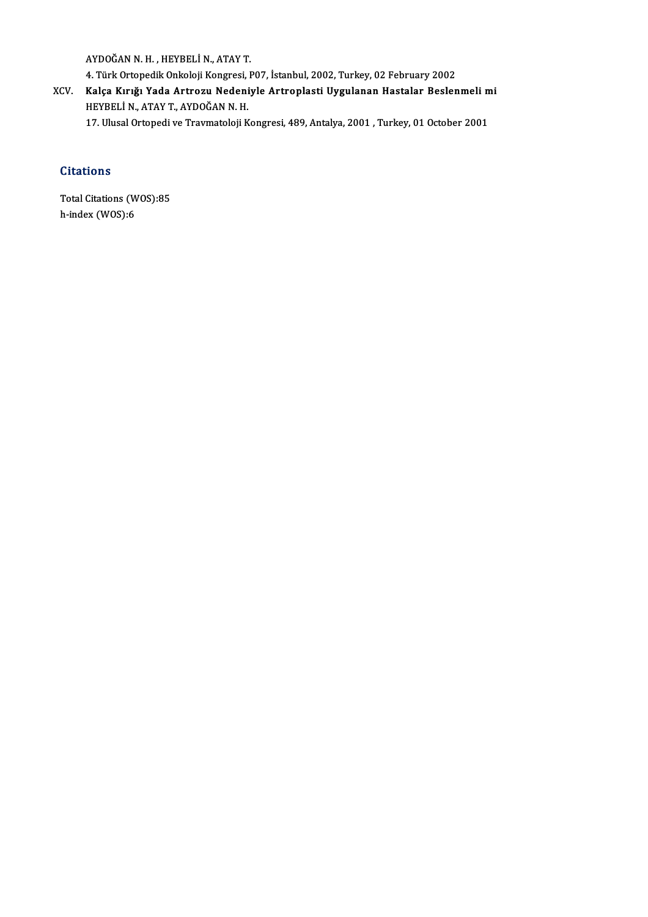AYDOĞAN N. H. , HEYBELİ N., ATAY T.
4. Türk Ortopedik Onkoloji Kongresi, P07, İstanbul, 2002, Turkey, 02 February 2002

XCV. **Kalça Kırığı Yada Artrozu Nedeniyle Artroplasti Uygulanan Hastalar Beslenmeli mi**
HEYBELİ N., ATAY T., AYDOĞAN N. H.
17. Ulusal Ortopedi ve Travmatoloji Kongresi, 489, Antalya, 2001 , Turkey, 01 October 2001

## Citations

Total Citations (WOS):85
h-index (WOS):6